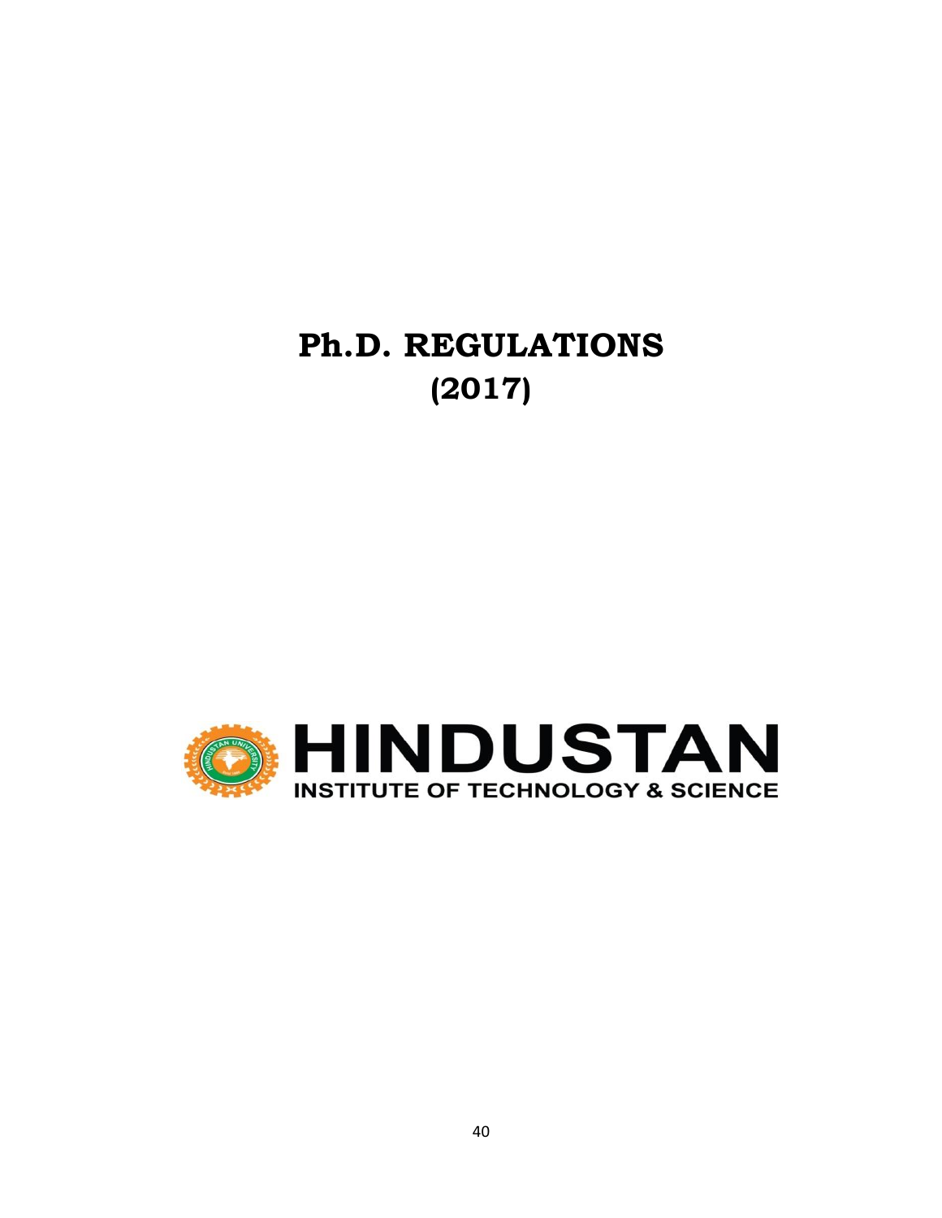# Ph.D. REGULATIONS
# (2017)

HINDUSTAN

INSTITUTE OF TECHNOLOGY & SCIENCE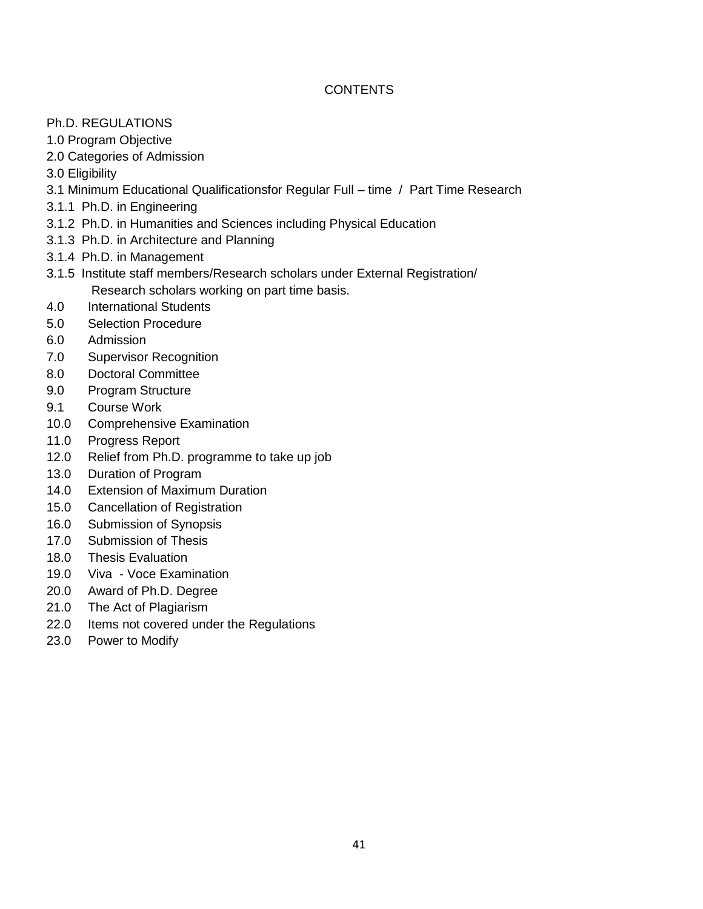# CONTENTS

Ph.D. REGULATIONS

1.0 Program Objective
2.0 Categories of Admission
3.0 Eligibility
3.1 Minimum Educational Qualificationsfor Regular Full – time / Part Time Research
3.1.1 Ph.D. in Engineering
3.1.2 Ph.D. in Humanities and Sciences including Physical Education
3.1.3 Ph.D. in Architecture and Planning
3.1.4 Ph.D. in Management
3.1.5 Institute staff members/Research scholars under External Registration/ Research scholars working on part time basis.
4.0 International Students
5.0 Selection Procedure
6.0 Admission
7.0 Supervisor Recognition
8.0 Doctoral Committee
9.0 Program Structure
9.1 Course Work
10.0 Comprehensive Examination
11.0 Progress Report
12.0 Relief from Ph.D. programme to take up job
13.0 Duration of Program
14.0 Extension of Maximum Duration
15.0 Cancellation of Registration
16.0 Submission of Synopsis
17.0 Submission of Thesis
18.0 Thesis Evaluation
19.0 Viva - Voce Examination
20.0 Award of Ph.D. Degree
21.0 The Act of Plagiarism
22.0 Items not covered under the Regulations
23.0 Power to Modify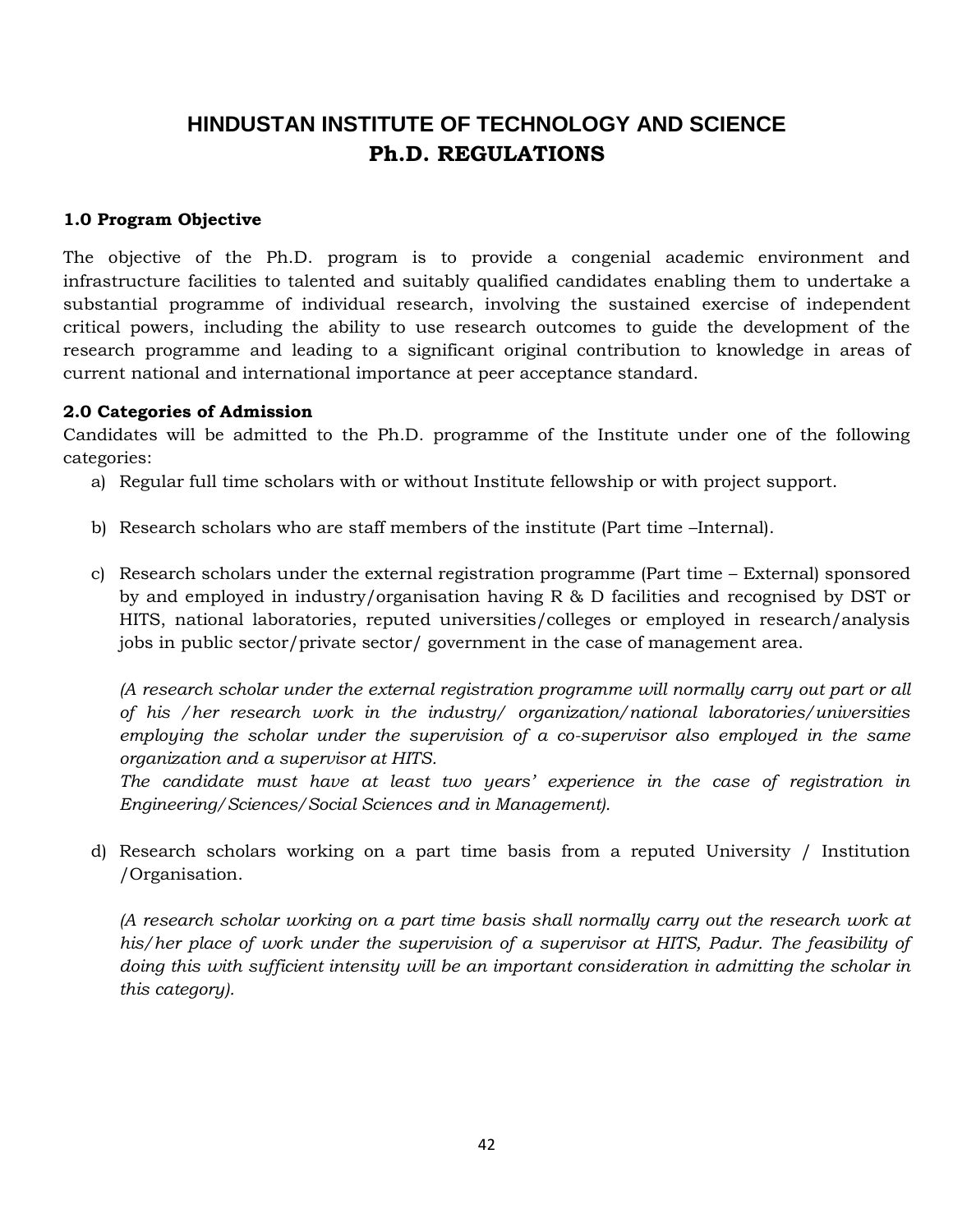# HINDUSTAN INSTITUTE OF TECHNOLOGY AND SCIENCE

# Ph.D. REGULATIONS

### 1.0 Program Objective

The objective of the Ph.D. program is to provide a congenial academic environment and infrastructure facilities to talented and suitably qualified candidates enabling them to undertake a substantial programme of individual research, involving the sustained exercise of independent critical powers, including the ability to use research outcomes to guide the development of the research programme and leading to a significant original contribution to knowledge in areas of current national and international importance at peer acceptance standard.

### 2.0 Categories of Admission

Candidates will be admitted to the Ph.D. programme of the Institute under one of the following categories:

a) Regular full time scholars with or without Institute fellowship or with project support.

b) Research scholars who are staff members of the institute (Part time –Internal).

c) Research scholars under the external registration programme (Part time – External) sponsored by and employed in industry/organisation having R & D facilities and recognised by DST or HITS, national laboratories, reputed universities/colleges or employed in research/analysis jobs in public sector/private sector/ government in the case of management area.

   *(A research scholar under the external registration programme will normally carry out part or all of his /her research work in the industry/ organization/national laboratories/universities employing the scholar under the supervision of a co-supervisor also employed in the same organization and a supervisor at HITS.*
   *The candidate must have at least two years' experience in the case of registration in Engineering/Sciences/Social Sciences and in Management).*

d) Research scholars working on a part time basis from a reputed University / Institution /Organisation.

   *(A research scholar working on a part time basis shall normally carry out the research work at his/her place of work under the supervision of a supervisor at HITS, Padur. The feasibility of doing this with sufficient intensity will be an important consideration in admitting the scholar in this category).*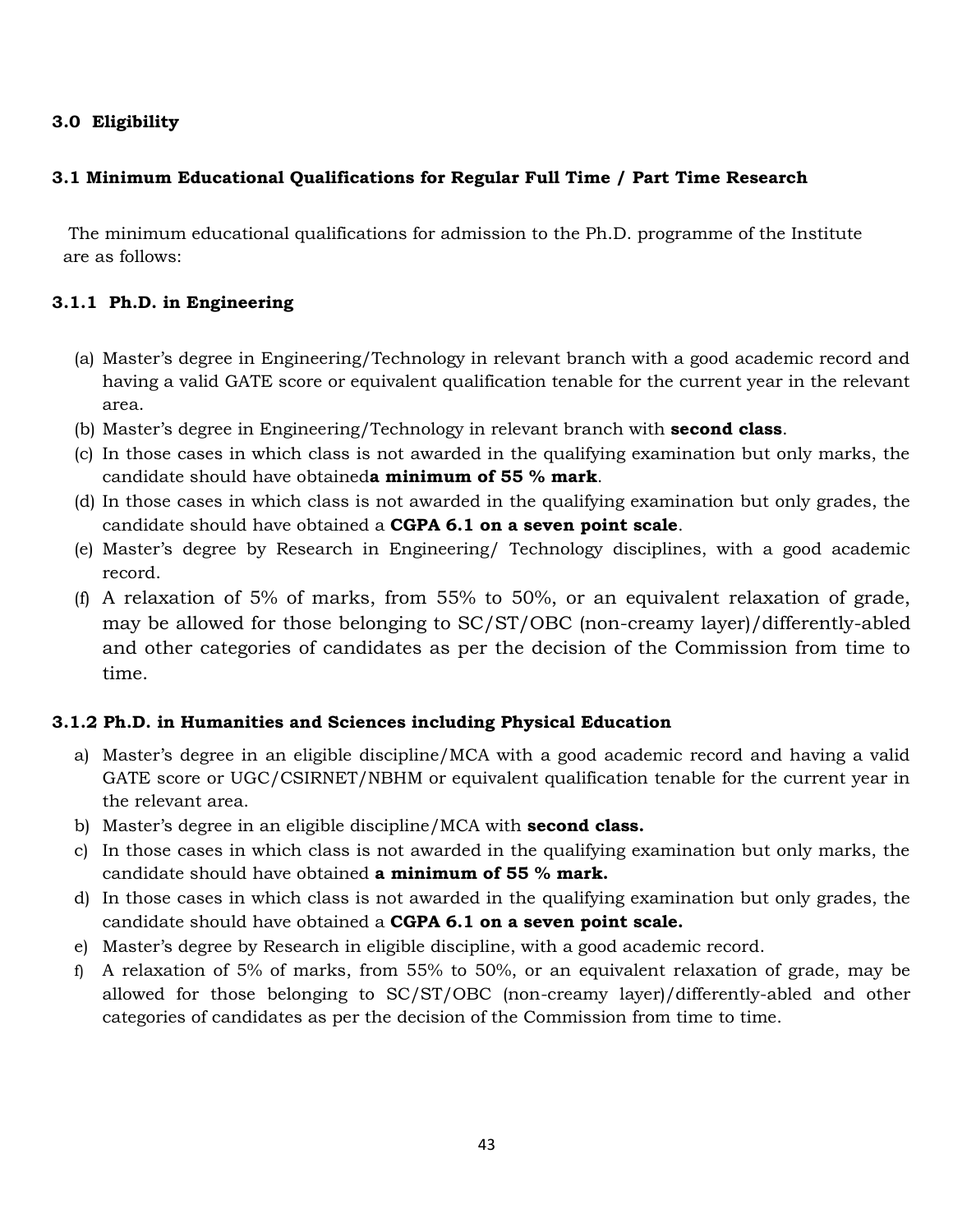## 3.0 Eligibility

### 3.1 Minimum Educational Qualifications for Regular Full Time / Part Time Research

The minimum educational qualifications for admission to the Ph.D. programme of the Institute are as follows:

#### 3.1.1 Ph.D. in Engineering

(a) Master's degree in Engineering/Technology in relevant branch with a good academic record and having a valid GATE score or equivalent qualification tenable for the current year in the relevant area.

(b) Master's degree in Engineering/Technology in relevant branch with **second class**.

(c) In those cases in which class is not awarded in the qualifying examination but only marks, the candidate should have obtained**a minimum of 55 % mark**.

(d) In those cases in which class is not awarded in the qualifying examination but only grades, the candidate should have obtained a **CGPA 6.1 on a seven point scale**.

(e) Master's degree by Research in Engineering/ Technology disciplines, with a good academic record.

(f) A relaxation of 5% of marks, from 55% to 50%, or an equivalent relaxation of grade, may be allowed for those belonging to SC/ST/OBC (non-creamy layer)/differently-abled and other categories of candidates as per the decision of the Commission from time to time.

#### 3.1.2 Ph.D. in Humanities and Sciences including Physical Education

a) Master's degree in an eligible discipline/MCA with a good academic record and having a valid GATE score or UGC/CSIRNET/NBHM or equivalent qualification tenable for the current year in the relevant area.

b) Master's degree in an eligible discipline/MCA with **second class.**

c) In those cases in which class is not awarded in the qualifying examination but only marks, the candidate should have obtained **a minimum of 55 % mark.**

d) In those cases in which class is not awarded in the qualifying examination but only grades, the candidate should have obtained a **CGPA 6.1 on a seven point scale.**

e) Master's degree by Research in eligible discipline, with a good academic record.

f) A relaxation of 5% of marks, from 55% to 50%, or an equivalent relaxation of grade, may be allowed for those belonging to SC/ST/OBC (non-creamy layer)/differently-abled and other categories of candidates as per the decision of the Commission from time to time.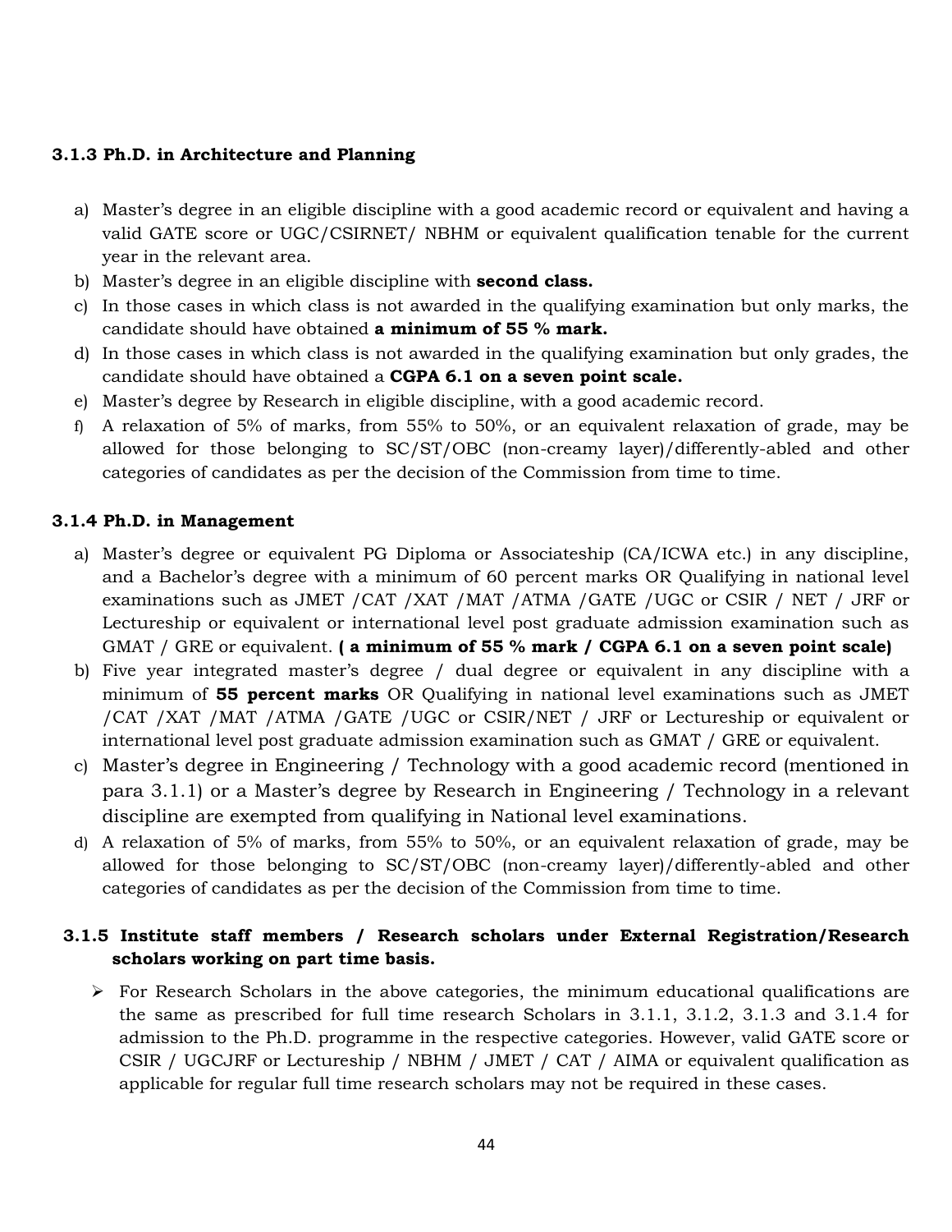### 3.1.3 Ph.D. in Architecture and Planning

a) Master's degree in an eligible discipline with a good academic record or equivalent and having a valid GATE score or UGC/CSIRNET/ NBHM or equivalent qualification tenable for the current year in the relevant area.

b) Master's degree in an eligible discipline with **second class.**

c) In those cases in which class is not awarded in the qualifying examination but only marks, the candidate should have obtained **a minimum of 55 % mark.**

d) In those cases in which class is not awarded in the qualifying examination but only grades, the candidate should have obtained a **CGPA 6.1 on a seven point scale.**

e) Master's degree by Research in eligible discipline, with a good academic record.

f) A relaxation of 5% of marks, from 55% to 50%, or an equivalent relaxation of grade, may be allowed for those belonging to SC/ST/OBC (non-creamy layer)/differently-abled and other categories of candidates as per the decision of the Commission from time to time.

### 3.1.4 Ph.D. in Management

a) Master's degree or equivalent PG Diploma or Associateship (CA/ICWA etc.) in any discipline, and a Bachelor's degree with a minimum of 60 percent marks OR Qualifying in national level examinations such as JMET /CAT /XAT /MAT /ATMA /GATE /UGC or CSIR / NET / JRF or Lectureship or equivalent or international level post graduate admission examination such as GMAT / GRE or equivalent. **( a minimum of 55 % mark / CGPA 6.1 on a seven point scale)**

b) Five year integrated master's degree / dual degree or equivalent in any discipline with a minimum of **55 percent marks** OR Qualifying in national level examinations such as JMET /CAT /XAT /MAT /ATMA /GATE /UGC or CSIR/NET / JRF or Lectureship or equivalent or international level post graduate admission examination such as GMAT / GRE or equivalent.

c) Master's degree in Engineering / Technology with a good academic record (mentioned in para 3.1.1) or a Master's degree by Research in Engineering / Technology in a relevant discipline are exempted from qualifying in National level examinations.

d) A relaxation of 5% of marks, from 55% to 50%, or an equivalent relaxation of grade, may be allowed for those belonging to SC/ST/OBC (non-creamy layer)/differently-abled and other categories of candidates as per the decision of the Commission from time to time.

### 3.1.5 Institute staff members / Research scholars under External Registration/Research scholars working on part time basis.

- For Research Scholars in the above categories, the minimum educational qualifications are the same as prescribed for full time research Scholars in 3.1.1, 3.1.2, 3.1.3 and 3.1.4 for admission to the Ph.D. programme in the respective categories. However, valid GATE score or CSIR / UGCJRF or Lectureship / NBHM / JMET / CAT / AIMA or equivalent qualification as applicable for regular full time research scholars may not be required in these cases.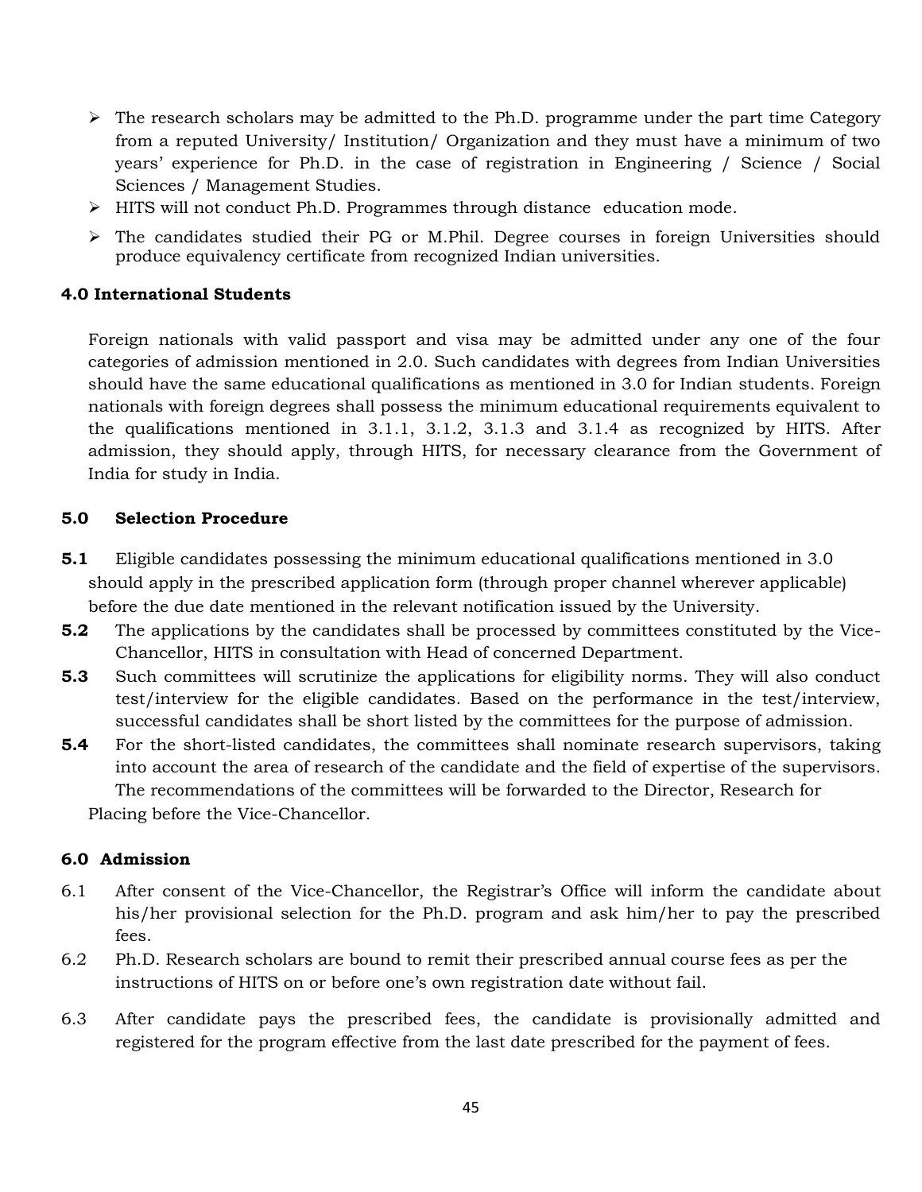- The research scholars may be admitted to the Ph.D. programme under the part time Category from a reputed University/ Institution/ Organization and they must have a minimum of two years' experience for Ph.D. in the case of registration in Engineering / Science / Social Sciences / Management Studies.
- HITS will not conduct Ph.D. Programmes through distance education mode.
- The candidates studied their PG or M.Phil. Degree courses in foreign Universities should produce equivalency certificate from recognized Indian universities.

### 4.0 International Students

Foreign nationals with valid passport and visa may be admitted under any one of the four categories of admission mentioned in 2.0. Such candidates with degrees from Indian Universities should have the same educational qualifications as mentioned in 3.0 for Indian students. Foreign nationals with foreign degrees shall possess the minimum educational requirements equivalent to the qualifications mentioned in 3.1.1, 3.1.2, 3.1.3 and 3.1.4 as recognized by HITS. After admission, they should apply, through HITS, for necessary clearance from the Government of India for study in India.

### 5.0 Selection Procedure

**5.1** Eligible candidates possessing the minimum educational qualifications mentioned in 3.0 should apply in the prescribed application form (through proper channel wherever applicable) before the due date mentioned in the relevant notification issued by the University.

**5.2** The applications by the candidates shall be processed by committees constituted by the Vice-Chancellor, HITS in consultation with Head of concerned Department.

**5.3** Such committees will scrutinize the applications for eligibility norms. They will also conduct test/interview for the eligible candidates. Based on the performance in the test/interview, successful candidates shall be short listed by the committees for the purpose of admission.

**5.4** For the short-listed candidates, the committees shall nominate research supervisors, taking into account the area of research of the candidate and the field of expertise of the supervisors. The recommendations of the committees will be forwarded to the Director, Research for Placing before the Vice-Chancellor.

### 6.0 Admission

6.1 After consent of the Vice-Chancellor, the Registrar's Office will inform the candidate about his/her provisional selection for the Ph.D. program and ask him/her to pay the prescribed fees.

6.2 Ph.D. Research scholars are bound to remit their prescribed annual course fees as per the instructions of HITS on or before one's own registration date without fail.

6.3 After candidate pays the prescribed fees, the candidate is provisionally admitted and registered for the program effective from the last date prescribed for the payment of fees.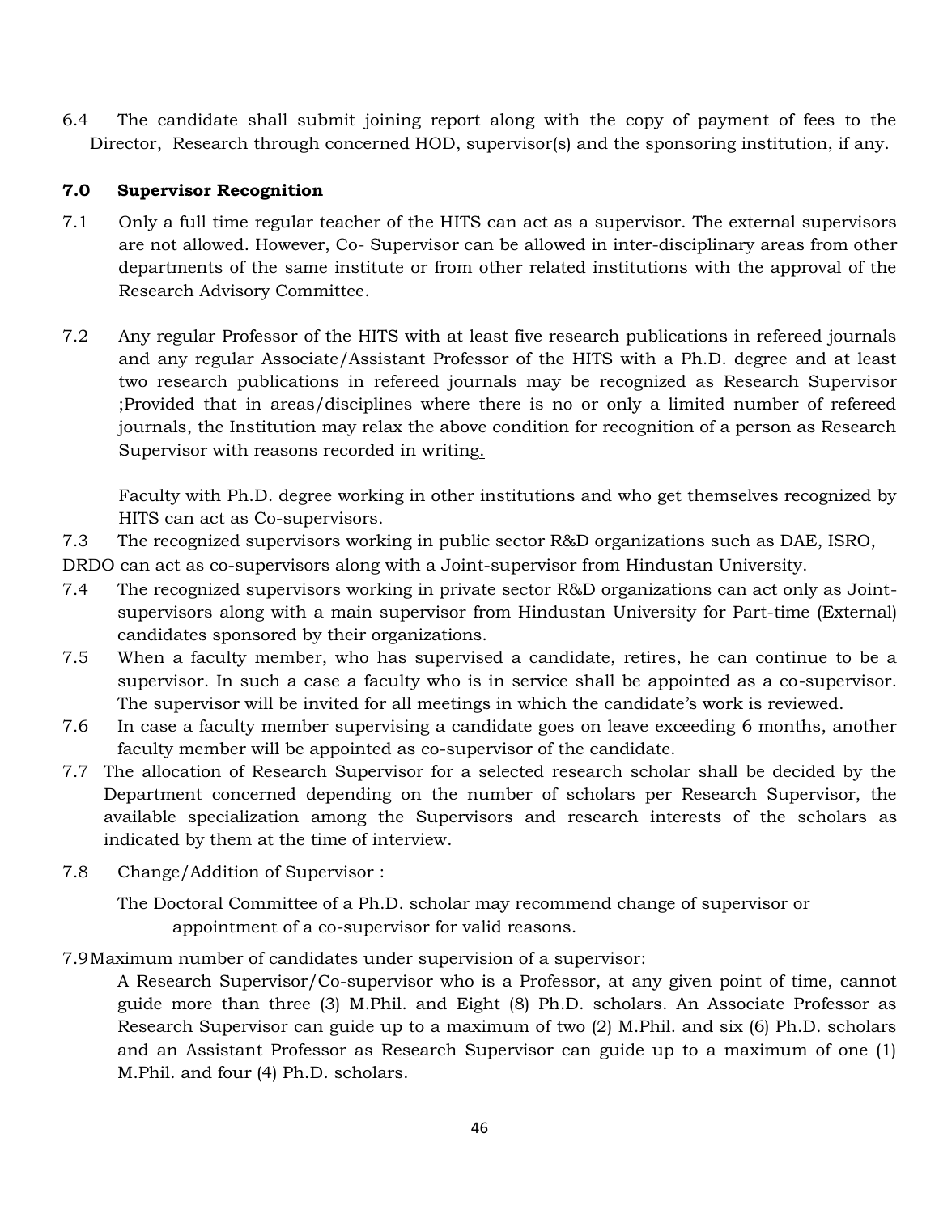6.4 The candidate shall submit joining report along with the copy of payment of fees to the Director, Research through concerned HOD, supervisor(s) and the sponsoring institution, if any.

### 7.0 Supervisor Recognition

7.1 Only a full time regular teacher of the HITS can act as a supervisor. The external supervisors are not allowed. However, Co- Supervisor can be allowed in inter-disciplinary areas from other departments of the same institute or from other related institutions with the approval of the Research Advisory Committee.

7.2 Any regular Professor of the HITS with at least five research publications in refereed journals and any regular Associate/Assistant Professor of the HITS with a Ph.D. degree and at least two research publications in refereed journals may be recognized as Research Supervisor ;Provided that in areas/disciplines where there is no or only a limited number of refereed journals, the Institution may relax the above condition for recognition of a person as Research Supervisor with reasons recorded in writing.

Faculty with Ph.D. degree working in other institutions and who get themselves recognized by HITS can act as Co-supervisors.

7.3 The recognized supervisors working in public sector R&D organizations such as DAE, ISRO, DRDO can act as co-supervisors along with a Joint-supervisor from Hindustan University.

7.4 The recognized supervisors working in private sector R&D organizations can act only as Joint-supervisors along with a main supervisor from Hindustan University for Part-time (External) candidates sponsored by their organizations.

7.5 When a faculty member, who has supervised a candidate, retires, he can continue to be a supervisor. In such a case a faculty who is in service shall be appointed as a co-supervisor. The supervisor will be invited for all meetings in which the candidate's work is reviewed.

7.6 In case a faculty member supervising a candidate goes on leave exceeding 6 months, another faculty member will be appointed as co-supervisor of the candidate.

7.7 The allocation of Research Supervisor for a selected research scholar shall be decided by the Department concerned depending on the number of scholars per Research Supervisor, the available specialization among the Supervisors and research interests of the scholars as indicated by them at the time of interview.

7.8 Change/Addition of Supervisor :

The Doctoral Committee of a Ph.D. scholar may recommend change of supervisor or appointment of a co-supervisor for valid reasons.

7.9 Maximum number of candidates under supervision of a supervisor:

A Research Supervisor/Co-supervisor who is a Professor, at any given point of time, cannot guide more than three (3) M.Phil. and Eight (8) Ph.D. scholars. An Associate Professor as Research Supervisor can guide up to a maximum of two (2) M.Phil. and six (6) Ph.D. scholars and an Assistant Professor as Research Supervisor can guide up to a maximum of one (1) M.Phil. and four (4) Ph.D. scholars.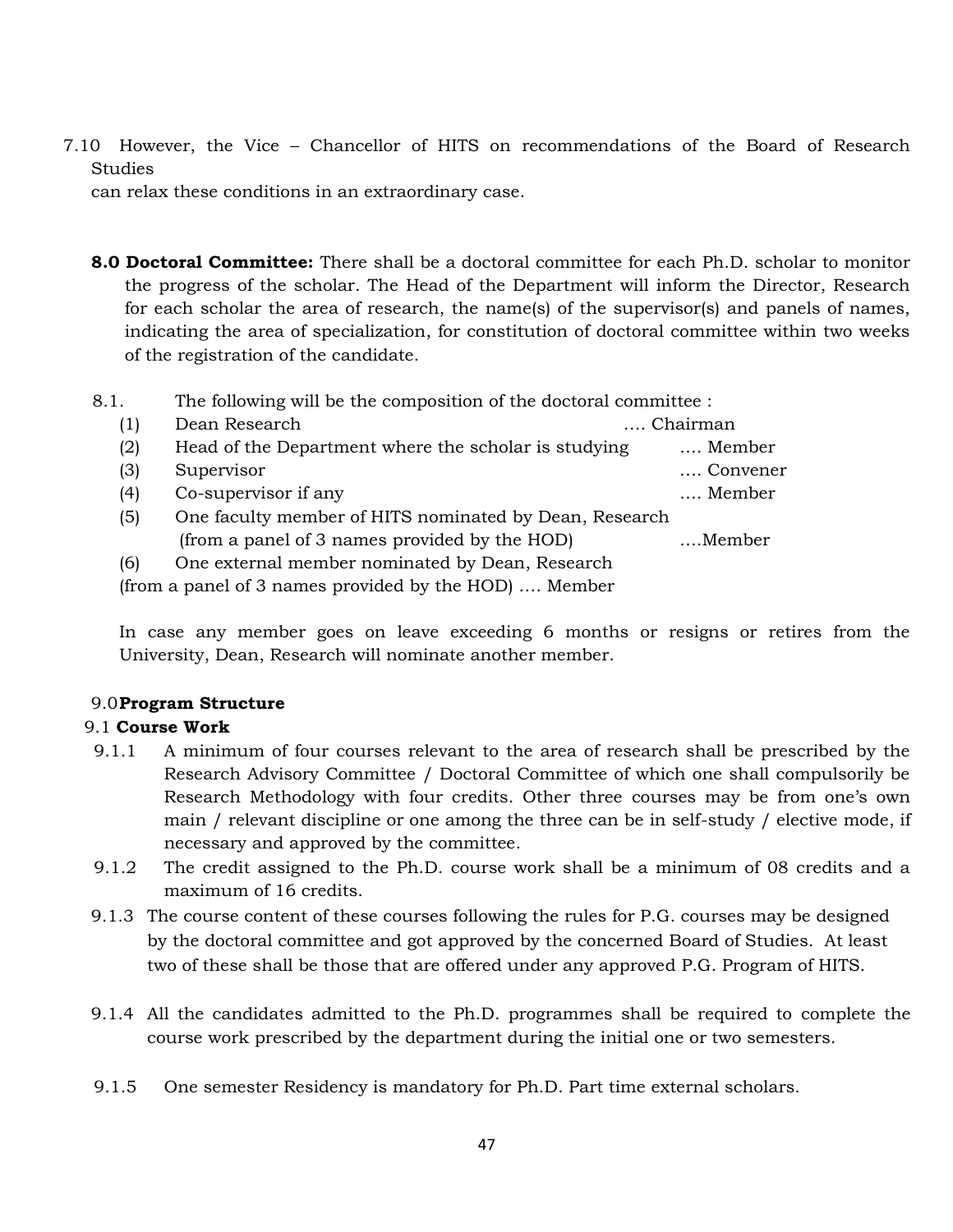7.10 However, the Vice – Chancellor of HITS on recommendations of the Board of Research Studies can relax these conditions in an extraordinary case.

**8.0 Doctoral Committee:** There shall be a doctoral committee for each Ph.D. scholar to monitor the progress of the scholar. The Head of the Department will inform the Director, Research for each scholar the area of research, the name(s) of the supervisor(s) and panels of names, indicating the area of specialization, for constitution of doctoral committee within two weeks of the registration of the candidate.

8.1. The following will be the composition of the doctoral committee :

(1) Dean Research .... Chairman
(2) Head of the Department where the scholar is studying .... Member
(3) Supervisor .... Convener
(4) Co-supervisor if any .... Member
(5) One faculty member of HITS nominated by Dean, Research (from a panel of 3 names provided by the HOD) ....Member
(6) One external member nominated by Dean, Research (from a panel of 3 names provided by the HOD) .... Member

In case any member goes on leave exceeding 6 months or resigns or retires from the University, Dean, Research will nominate another member.

9.0 **Program Structure**

9.1 **Course Work**

9.1.1 A minimum of four courses relevant to the area of research shall be prescribed by the Research Advisory Committee / Doctoral Committee of which one shall compulsorily be Research Methodology with four credits. Other three courses may be from one's own main / relevant discipline or one among the three can be in self-study / elective mode, if necessary and approved by the committee.

9.1.2 The credit assigned to the Ph.D. course work shall be a minimum of 08 credits and a maximum of 16 credits.

9.1.3 The course content of these courses following the rules for P.G. courses may be designed by the doctoral committee and got approved by the concerned Board of Studies. At least two of these shall be those that are offered under any approved P.G. Program of HITS.

9.1.4 All the candidates admitted to the Ph.D. programmes shall be required to complete the course work prescribed by the department during the initial one or two semesters.

9.1.5 One semester Residency is mandatory for Ph.D. Part time external scholars.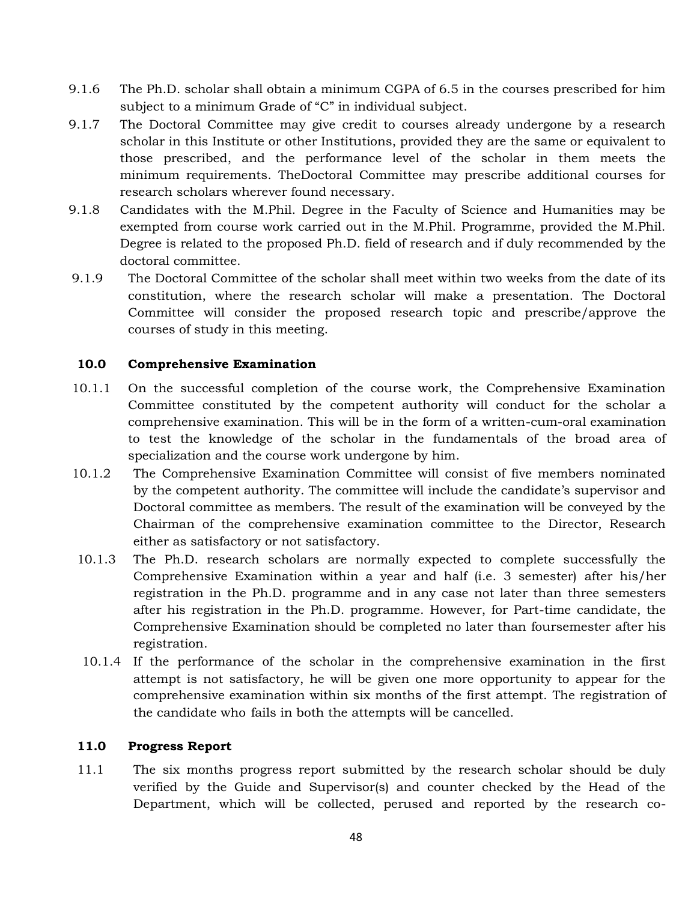9.1.6 The Ph.D. scholar shall obtain a minimum CGPA of 6.5 in the courses prescribed for him subject to a minimum Grade of "C" in individual subject.

9.1.7 The Doctoral Committee may give credit to courses already undergone by a research scholar in this Institute or other Institutions, provided they are the same or equivalent to those prescribed, and the performance level of the scholar in them meets the minimum requirements. TheDoctoral Committee may prescribe additional courses for research scholars wherever found necessary.

9.1.8 Candidates with the M.Phil. Degree in the Faculty of Science and Humanities may be exempted from course work carried out in the M.Phil. Programme, provided the M.Phil. Degree is related to the proposed Ph.D. field of research and if duly recommended by the doctoral committee.

9.1.9 The Doctoral Committee of the scholar shall meet within two weeks from the date of its constitution, where the research scholar will make a presentation. The Doctoral Committee will consider the proposed research topic and prescribe/approve the courses of study in this meeting.

## 10.0 Comprehensive Examination

10.1.1 On the successful completion of the course work, the Comprehensive Examination Committee constituted by the competent authority will conduct for the scholar a comprehensive examination. This will be in the form of a written-cum-oral examination to test the knowledge of the scholar in the fundamentals of the broad area of specialization and the course work undergone by him.

10.1.2 The Comprehensive Examination Committee will consist of five members nominated by the competent authority. The committee will include the candidate's supervisor and Doctoral committee as members. The result of the examination will be conveyed by the Chairman of the comprehensive examination committee to the Director, Research either as satisfactory or not satisfactory.

10.1.3 The Ph.D. research scholars are normally expected to complete successfully the Comprehensive Examination within a year and half (i.e. 3 semester) after his/her registration in the Ph.D. programme and in any case not later than three semesters after his registration in the Ph.D. programme. However, for Part-time candidate, the Comprehensive Examination should be completed no later than foursemester after his registration.

10.1.4 If the performance of the scholar in the comprehensive examination in the first attempt is not satisfactory, he will be given one more opportunity to appear for the comprehensive examination within six months of the first attempt. The registration of the candidate who fails in both the attempts will be cancelled.

## 11.0 Progress Report

11.1 The six months progress report submitted by the research scholar should be duly verified by the Guide and Supervisor(s) and counter checked by the Head of the Department, which will be collected, perused and reported by the research co-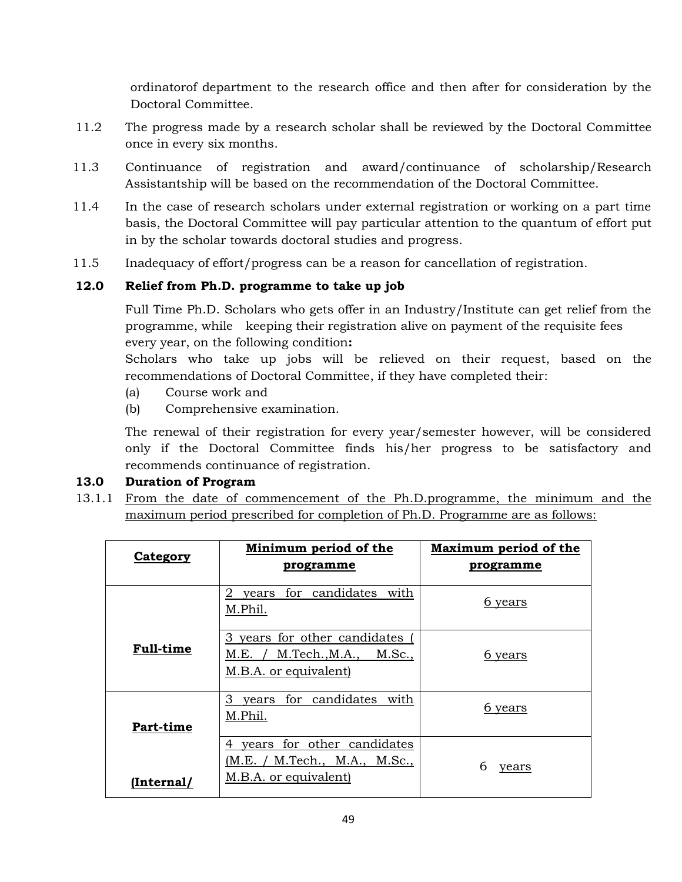ordinatorof department to the research office and then after for consideration by the Doctoral Committee.

11.2 The progress made by a research scholar shall be reviewed by the Doctoral Committee once in every six months.

11.3 Continuance of registration and award/continuance of scholarship/Research Assistantship will be based on the recommendation of the Doctoral Committee.

11.4 In the case of research scholars under external registration or working on a part time basis, the Doctoral Committee will pay particular attention to the quantum of effort put in by the scholar towards doctoral studies and progress.

11.5 Inadequacy of effort/progress can be a reason for cancellation of registration.

**12.0 Relief from Ph.D. programme to take up job**

Full Time Ph.D. Scholars who gets offer in an Industry/Institute can get relief from the programme, while keeping their registration alive on payment of the requisite fees every year, on the following condition**:**
Scholars who take up jobs will be relieved on their request, based on the recommendations of Doctoral Committee, if they have completed their:

(a) Course work and
(b) Comprehensive examination.

The renewal of their registration for every year/semester however, will be considered only if the Doctoral Committee finds his/her progress to be satisfactory and recommends continuance of registration.

**13.0 Duration of Program**

13.1.1 From the date of commencement of the Ph.D.programme, the minimum and the maximum period prescribed for completion of Ph.D. Programme are as follows:

| **Category** | **Minimum period of the programme** | **Maximum period of the programme** |
|---|---|---|
| **Full-time** | 2 years for candidates with M.Phil. | 6 years |
| | 3 years for other candidates ( M.E. / M.Tech.,M.A., M.Sc., M.B.A. or equivalent) | 6 years |
| **Part-time** **(Internal/** | 3 years for candidates with M.Phil. | 6 years |
| | 4 years for other candidates (M.E. / M.Tech., M.A., M.Sc., M.B.A. or equivalent) | 6 years |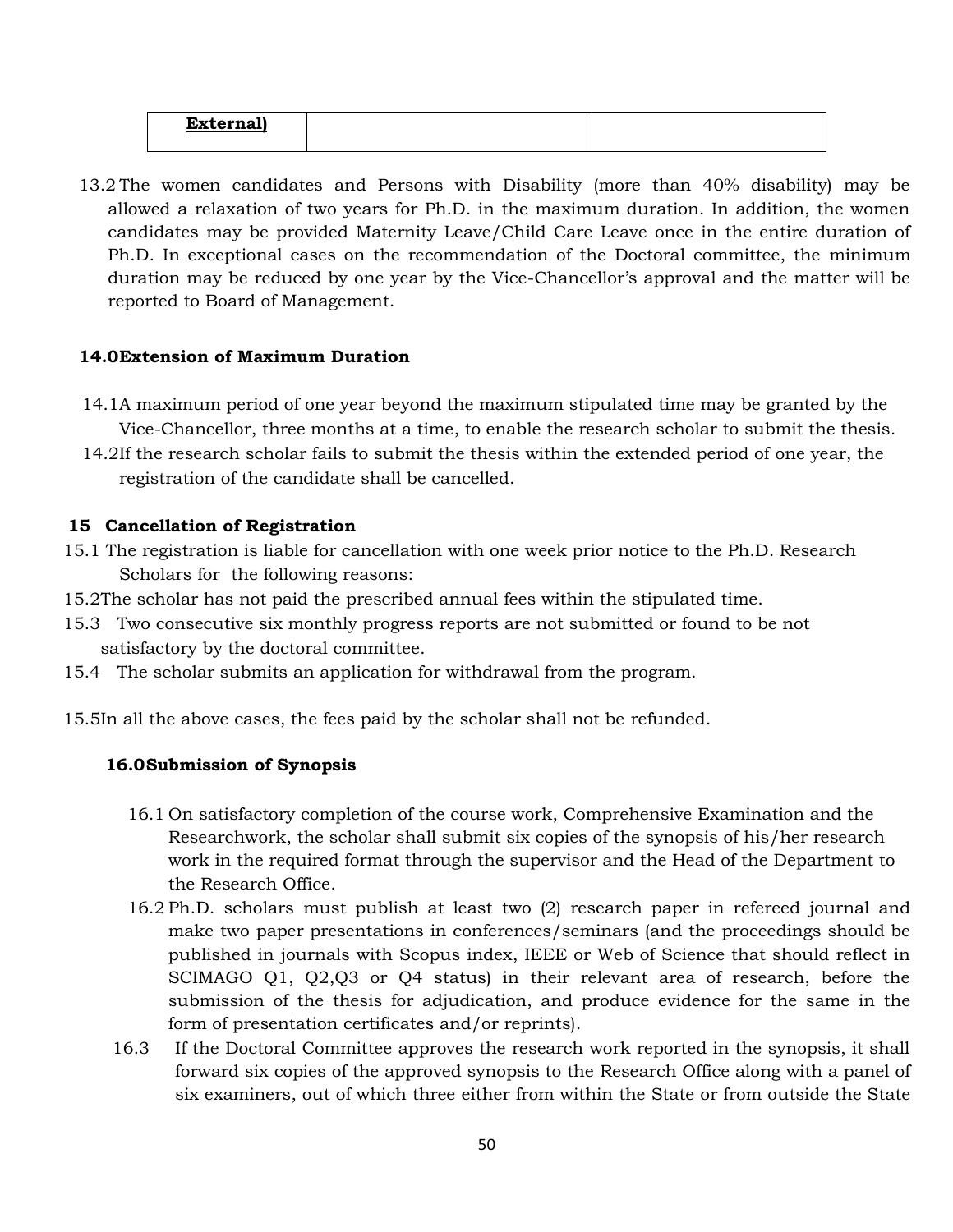| **External)** | | |
|---|---|---|

13.2 The women candidates and Persons with Disability (more than 40% disability) may be allowed a relaxation of two years for Ph.D. in the maximum duration. In addition, the women candidates may be provided Maternity Leave/Child Care Leave once in the entire duration of Ph.D. In exceptional cases on the recommendation of the Doctoral committee, the minimum duration may be reduced by one year by the Vice-Chancellor's approval and the matter will be reported to Board of Management.

**14.0Extension of Maximum Duration**

14.1A maximum period of one year beyond the maximum stipulated time may be granted by the Vice-Chancellor, three months at a time, to enable the research scholar to submit the thesis.

14.2If the research scholar fails to submit the thesis within the extended period of one year, the registration of the candidate shall be cancelled.

**15 Cancellation of Registration**

15.1 The registration is liable for cancellation with one week prior notice to the Ph.D. Research Scholars for the following reasons:

15.2The scholar has not paid the prescribed annual fees within the stipulated time.

15.3 Two consecutive six monthly progress reports are not submitted or found to be not satisfactory by the doctoral committee.

15.4 The scholar submits an application for withdrawal from the program.

15.5In all the above cases, the fees paid by the scholar shall not be refunded.

**16.0Submission of Synopsis**

16.1 On satisfactory completion of the course work, Comprehensive Examination and the Researchwork, the scholar shall submit six copies of the synopsis of his/her research work in the required format through the supervisor and the Head of the Department to the Research Office.

16.2 Ph.D. scholars must publish at least two (2) research paper in refereed journal and make two paper presentations in conferences/seminars (and the proceedings should be published in journals with Scopus index, IEEE or Web of Science that should reflect in SCIMAGO Q1, Q2,Q3 or Q4 status) in their relevant area of research, before the submission of the thesis for adjudication, and produce evidence for the same in the form of presentation certificates and/or reprints).

16.3 If the Doctoral Committee approves the research work reported in the synopsis, it shall forward six copies of the approved synopsis to the Research Office along with a panel of six examiners, out of which three either from within the State or from outside the State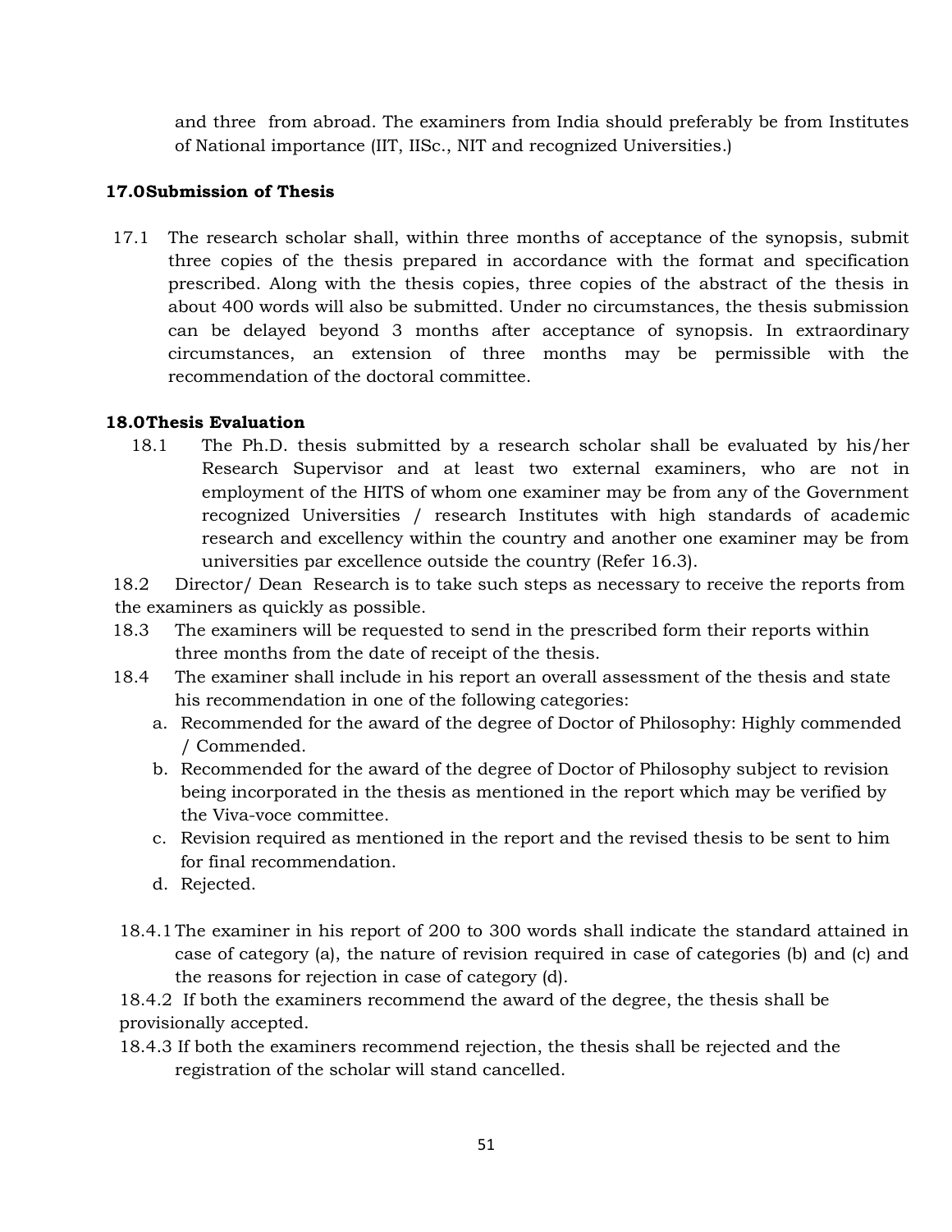and three from abroad. The examiners from India should preferably be from Institutes of National importance (IIT, IISc., NIT and recognized Universities.)

**17.0Submission of Thesis**

17.1 The research scholar shall, within three months of acceptance of the synopsis, submit three copies of the thesis prepared in accordance with the format and specification prescribed. Along with the thesis copies, three copies of the abstract of the thesis in about 400 words will also be submitted. Under no circumstances, the thesis submission can be delayed beyond 3 months after acceptance of synopsis. In extraordinary circumstances, an extension of three months may be permissible with the recommendation of the doctoral committee.

**18.0Thesis Evaluation**

18.1 The Ph.D. thesis submitted by a research scholar shall be evaluated by his/her Research Supervisor and at least two external examiners, who are not in employment of the HITS of whom one examiner may be from any of the Government recognized Universities / research Institutes with high standards of academic research and excellency within the country and another one examiner may be from universities par excellence outside the country (Refer 16.3).

18.2 Director/ Dean Research is to take such steps as necessary to receive the reports from the examiners as quickly as possible.

18.3 The examiners will be requested to send in the prescribed form their reports within three months from the date of receipt of the thesis.

18.4 The examiner shall include in his report an overall assessment of the thesis and state his recommendation in one of the following categories:

a. Recommended for the award of the degree of Doctor of Philosophy: Highly commended / Commended.
b. Recommended for the award of the degree of Doctor of Philosophy subject to revision being incorporated in the thesis as mentioned in the report which may be verified by the Viva-voce committee.
c. Revision required as mentioned in the report and the revised thesis to be sent to him for final recommendation.
d. Rejected.

18.4.1 The examiner in his report of 200 to 300 words shall indicate the standard attained in case of category (a), the nature of revision required in case of categories (b) and (c) and the reasons for rejection in case of category (d).

18.4.2 If both the examiners recommend the award of the degree, the thesis shall be provisionally accepted.

18.4.3 If both the examiners recommend rejection, the thesis shall be rejected and the registration of the scholar will stand cancelled.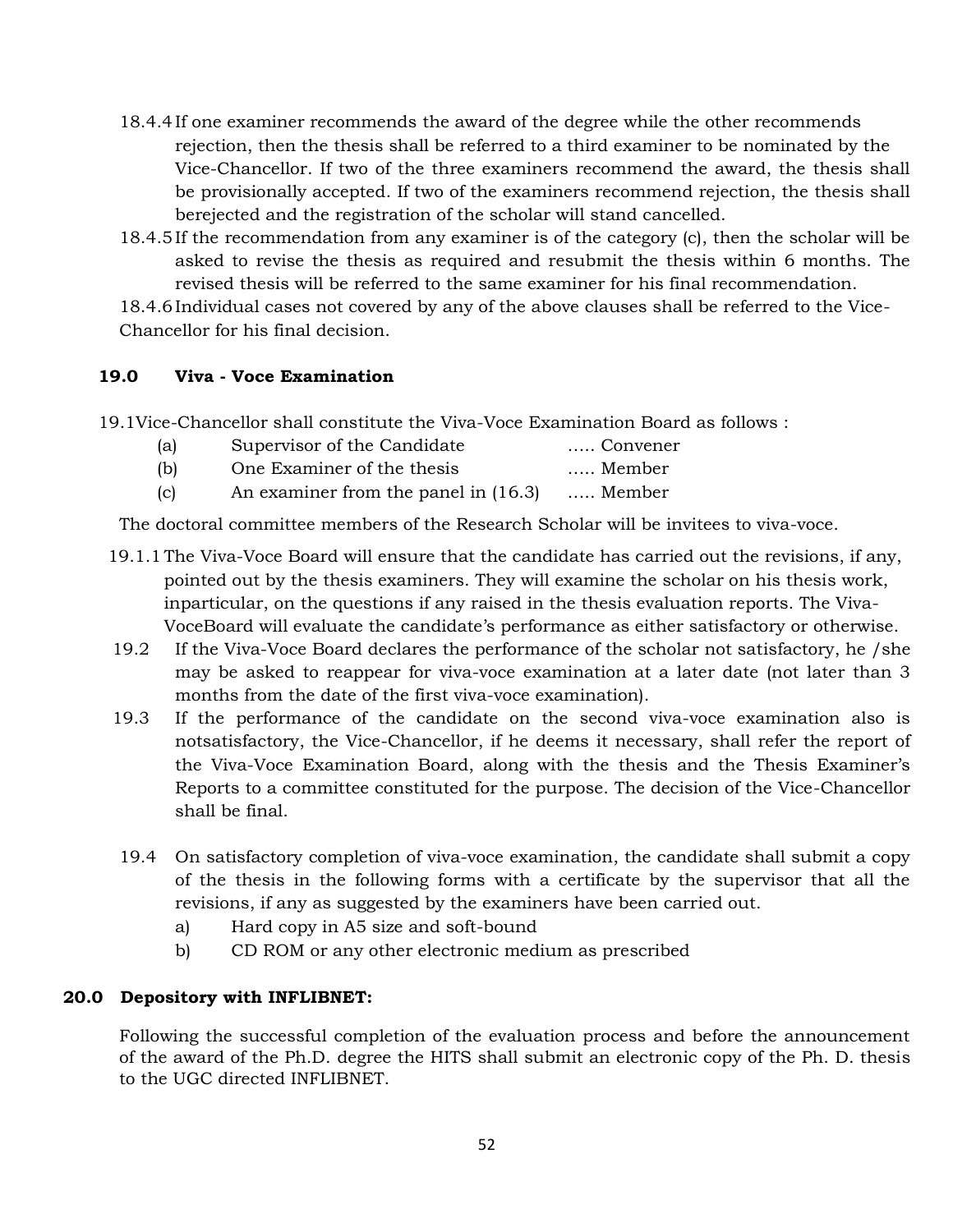18.4.4 If one examiner recommends the award of the degree while the other recommends rejection, then the thesis shall be referred to a third examiner to be nominated by the Vice-Chancellor. If two of the three examiners recommend the award, the thesis shall be provisionally accepted. If two of the examiners recommend rejection, the thesis shall berejected and the registration of the scholar will stand cancelled.

18.4.5 If the recommendation from any examiner is of the category (c), then the scholar will be asked to revise the thesis as required and resubmit the thesis within 6 months. The revised thesis will be referred to the same examiner for his final recommendation.

18.4.6 Individual cases not covered by any of the above clauses shall be referred to the Vice-Chancellor for his final decision.

## 19.0 Viva - Voce Examination

19.1 Vice-Chancellor shall constitute the Viva-Voce Examination Board as follows :

(a) Supervisor of the Candidate ….. Convener

(b) One Examiner of the thesis ….. Member

(c) An examiner from the panel in (16.3) ….. Member

The doctoral committee members of the Research Scholar will be invitees to viva-voce.

19.1.1 The Viva-Voce Board will ensure that the candidate has carried out the revisions, if any, pointed out by the thesis examiners. They will examine the scholar on his thesis work, inparticular, on the questions if any raised in the thesis evaluation reports. The Viva-VoceBoard will evaluate the candidate's performance as either satisfactory or otherwise.

19.2 If the Viva-Voce Board declares the performance of the scholar not satisfactory, he /she may be asked to reappear for viva-voce examination at a later date (not later than 3 months from the date of the first viva-voce examination).

19.3 If the performance of the candidate on the second viva-voce examination also is notsatisfactory, the Vice-Chancellor, if he deems it necessary, shall refer the report of the Viva-Voce Examination Board, along with the thesis and the Thesis Examiner's Reports to a committee constituted for the purpose. The decision of the Vice-Chancellor shall be final.

19.4 On satisfactory completion of viva-voce examination, the candidate shall submit a copy of the thesis in the following forms with a certificate by the supervisor that all the revisions, if any as suggested by the examiners have been carried out.

a) Hard copy in A5 size and soft-bound

b) CD ROM or any other electronic medium as prescribed

## 20.0 Depository with INFLIBNET:

Following the successful completion of the evaluation process and before the announcement of the award of the Ph.D. degree the HITS shall submit an electronic copy of the Ph. D. thesis to the UGC directed INFLIBNET.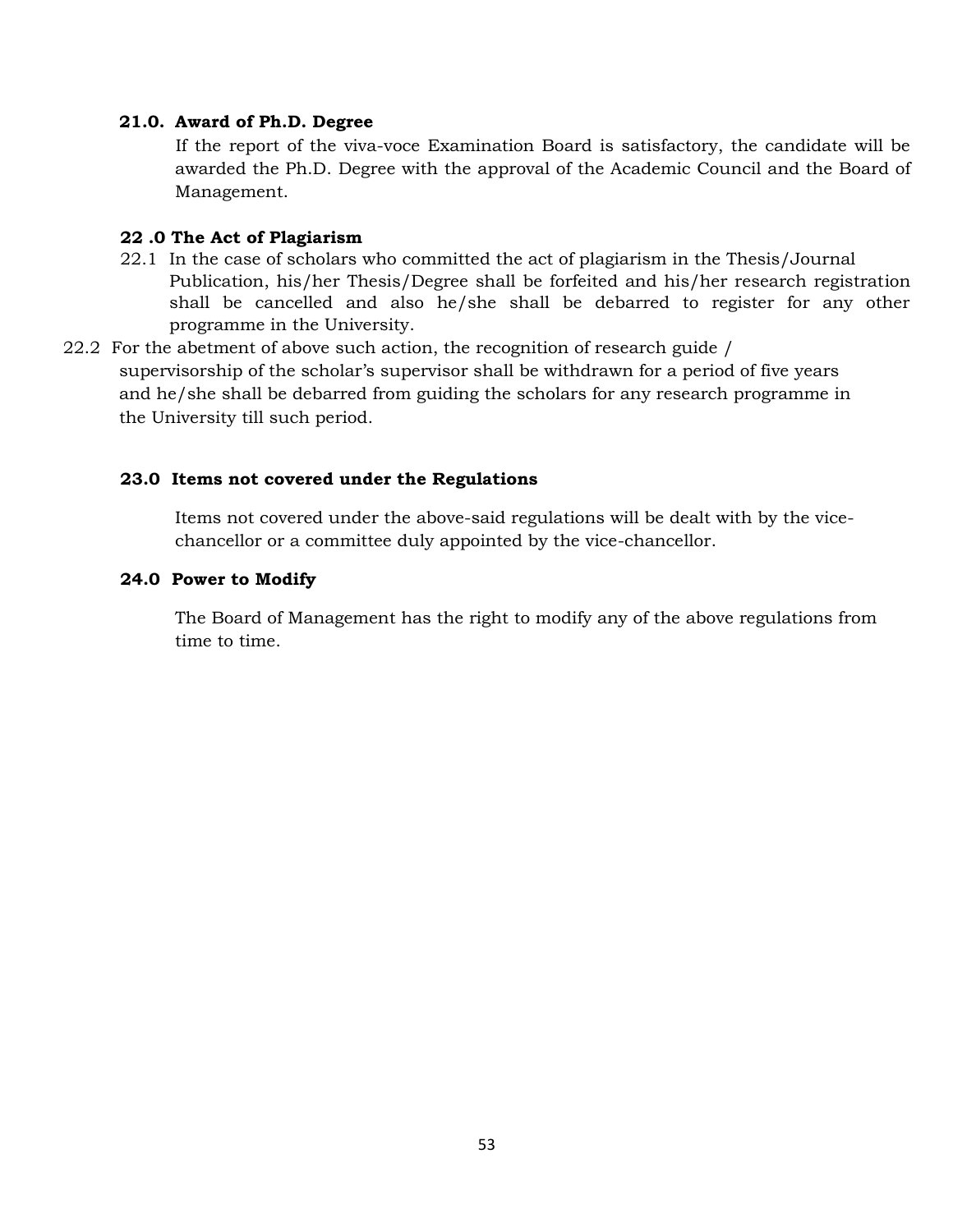### 21.0. Award of Ph.D. Degree

If the report of the viva-voce Examination Board is satisfactory, the candidate will be awarded the Ph.D. Degree with the approval of the Academic Council and the Board of Management.

### 22 .0 The Act of Plagiarism

22.1 In the case of scholars who committed the act of plagiarism in the Thesis/Journal Publication, his/her Thesis/Degree shall be forfeited and his/her research registration shall be cancelled and also he/she shall be debarred to register for any other programme in the University.

22.2 For the abetment of above such action, the recognition of research guide / supervisorship of the scholar's supervisor shall be withdrawn for a period of five years and he/she shall be debarred from guiding the scholars for any research programme in the University till such period.

### 23.0 Items not covered under the Regulations

Items not covered under the above-said regulations will be dealt with by the vice-chancellor or a committee duly appointed by the vice-chancellor.

### 24.0 Power to Modify

The Board of Management has the right to modify any of the above regulations from time to time.